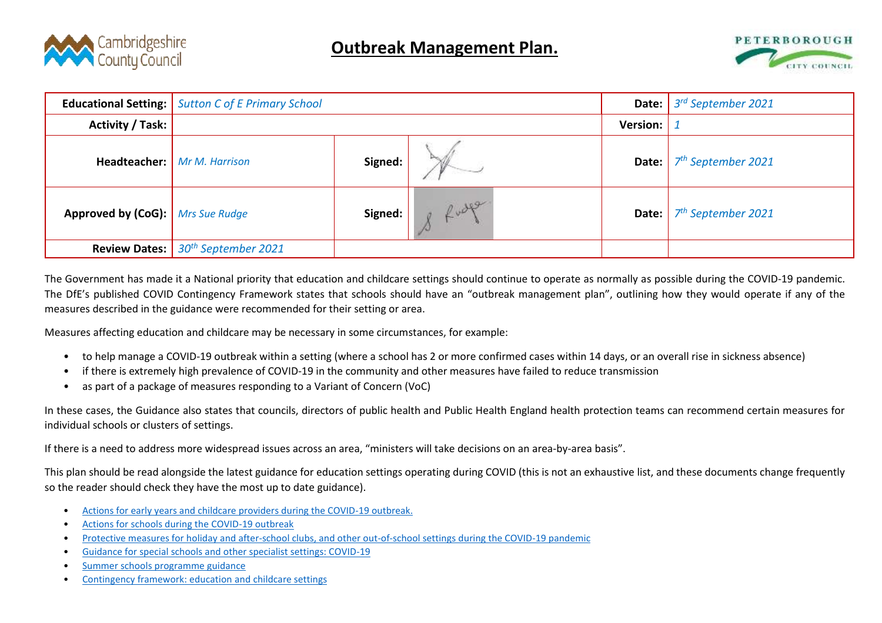# Outbreak Management Plan.

| | | | | | |
|---|---|---|---|---|---|
| **Educational Setting:** | *Sutton C of E Primary School* | | | **Date:** | *3rd September 2021* |
| **Activity / Task:** | | | | **Version:** | *1* |
| **Headteacher:** | *Mr M. Harrison* | **Signed:** | | **Date:** | *7th September 2021* |
| **Approved by (CoG):** | *Mrs Sue Rudge* | **Signed:** | | **Date:** | *7th September 2021* |
| **Review Dates:** | *30th September 2021* | | | | |

The Government has made it a National priority that education and childcare settings should continue to operate as normally as possible during the COVID-19 pandemic. The DfE's published COVID Contingency Framework states that schools should have an "outbreak management plan", outlining how they would operate if any of the measures described in the guidance were recommended for their setting or area.

Measures affecting education and childcare may be necessary in some circumstances, for example:

- to help manage a COVID-19 outbreak within a setting (where a school has 2 or more confirmed cases within 14 days, or an overall rise in sickness absence)
- if there is extremely high prevalence of COVID-19 in the community and other measures have failed to reduce transmission
- as part of a package of measures responding to a Variant of Concern (VoC)

In these cases, the Guidance also states that councils, directors of public health and Public Health England health protection teams can recommend certain measures for individual schools or clusters of settings.

If there is a need to address more widespread issues across an area, "ministers will take decisions on an area-by-area basis".

This plan should be read alongside the latest guidance for education settings operating during COVID (this is not an exhaustive list, and these documents change frequently so the reader should check they have the most up to date guidance).

- Actions for early years and childcare providers during the COVID-19 outbreak.
- Actions for schools during the COVID-19 outbreak
- Protective measures for holiday and after-school clubs, and other out-of-school settings during the COVID-19 pandemic
- Guidance for special schools and other specialist settings: COVID-19
- Summer schools programme guidance
- Contingency framework: education and childcare settings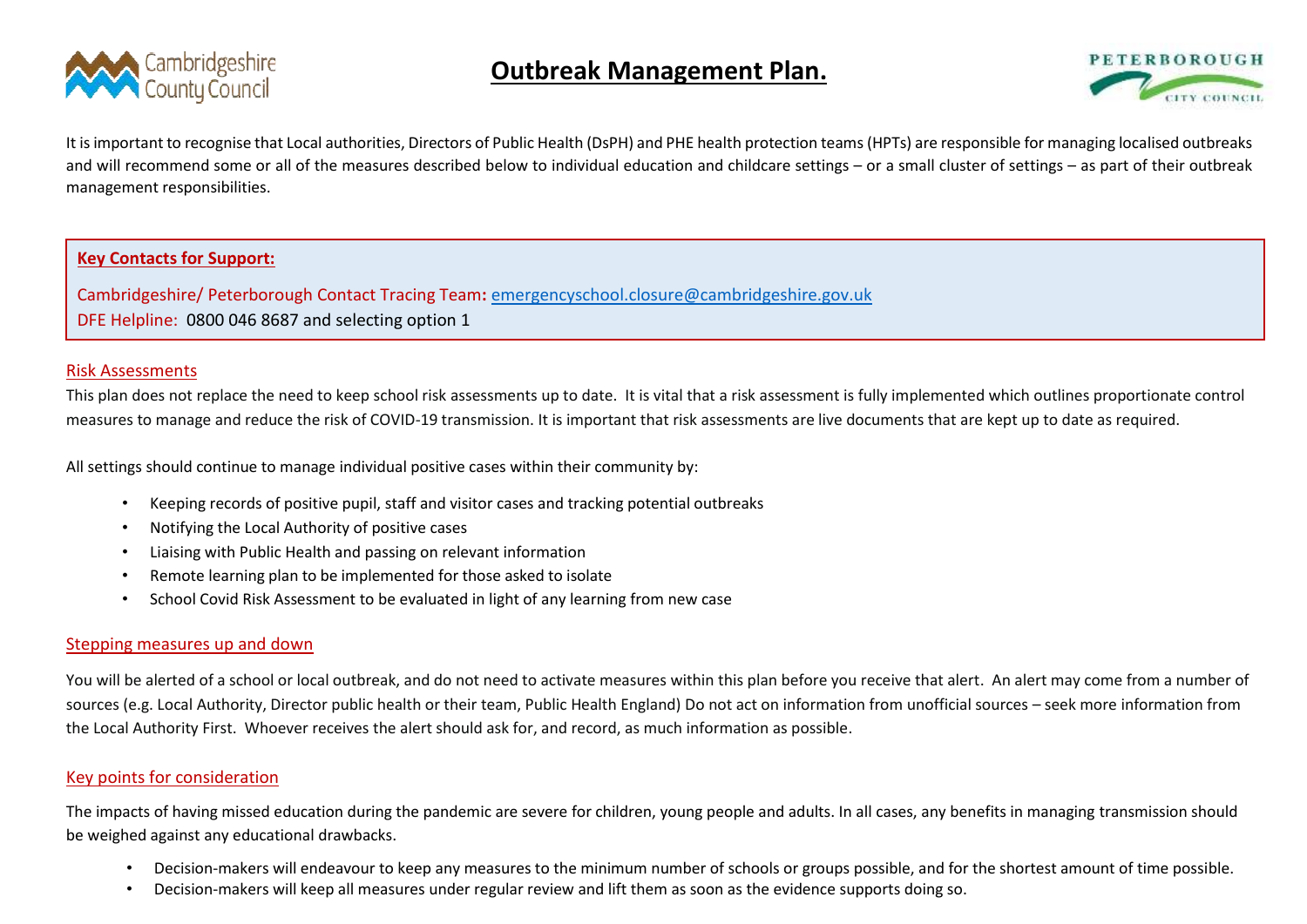# Outbreak Management Plan.

It is important to recognise that Local authorities, Directors of Public Health (DsPH) and PHE health protection teams (HPTs) are responsible for managing localised outbreaks and will recommend some or all of the measures described below to individual education and childcare settings – or a small cluster of settings – as part of their outbreak management responsibilities.

**Key Contacts for Support:**

Cambridgeshire/ Peterborough Contact Tracing Team**:** emergencyschool.closure@cambridgeshire.gov.uk
DFE Helpline: 0800 046 8687 and selecting option 1

## Risk Assessments

This plan does not replace the need to keep school risk assessments up to date. It is vital that a risk assessment is fully implemented which outlines proportionate control measures to manage and reduce the risk of COVID-19 transmission. It is important that risk assessments are live documents that are kept up to date as required.

All settings should continue to manage individual positive cases within their community by:

- Keeping records of positive pupil, staff and visitor cases and tracking potential outbreaks
- Notifying the Local Authority of positive cases
- Liaising with Public Health and passing on relevant information
- Remote learning plan to be implemented for those asked to isolate
- School Covid Risk Assessment to be evaluated in light of any learning from new case

## Stepping measures up and down

You will be alerted of a school or local outbreak, and do not need to activate measures within this plan before you receive that alert. An alert may come from a number of sources (e.g. Local Authority, Director public health or their team, Public Health England) Do not act on information from unofficial sources – seek more information from the Local Authority First. Whoever receives the alert should ask for, and record, as much information as possible.

## Key points for consideration

The impacts of having missed education during the pandemic are severe for children, young people and adults. In all cases, any benefits in managing transmission should be weighed against any educational drawbacks.

- Decision-makers will endeavour to keep any measures to the minimum number of schools or groups possible, and for the shortest amount of time possible.
- Decision-makers will keep all measures under regular review and lift them as soon as the evidence supports doing so.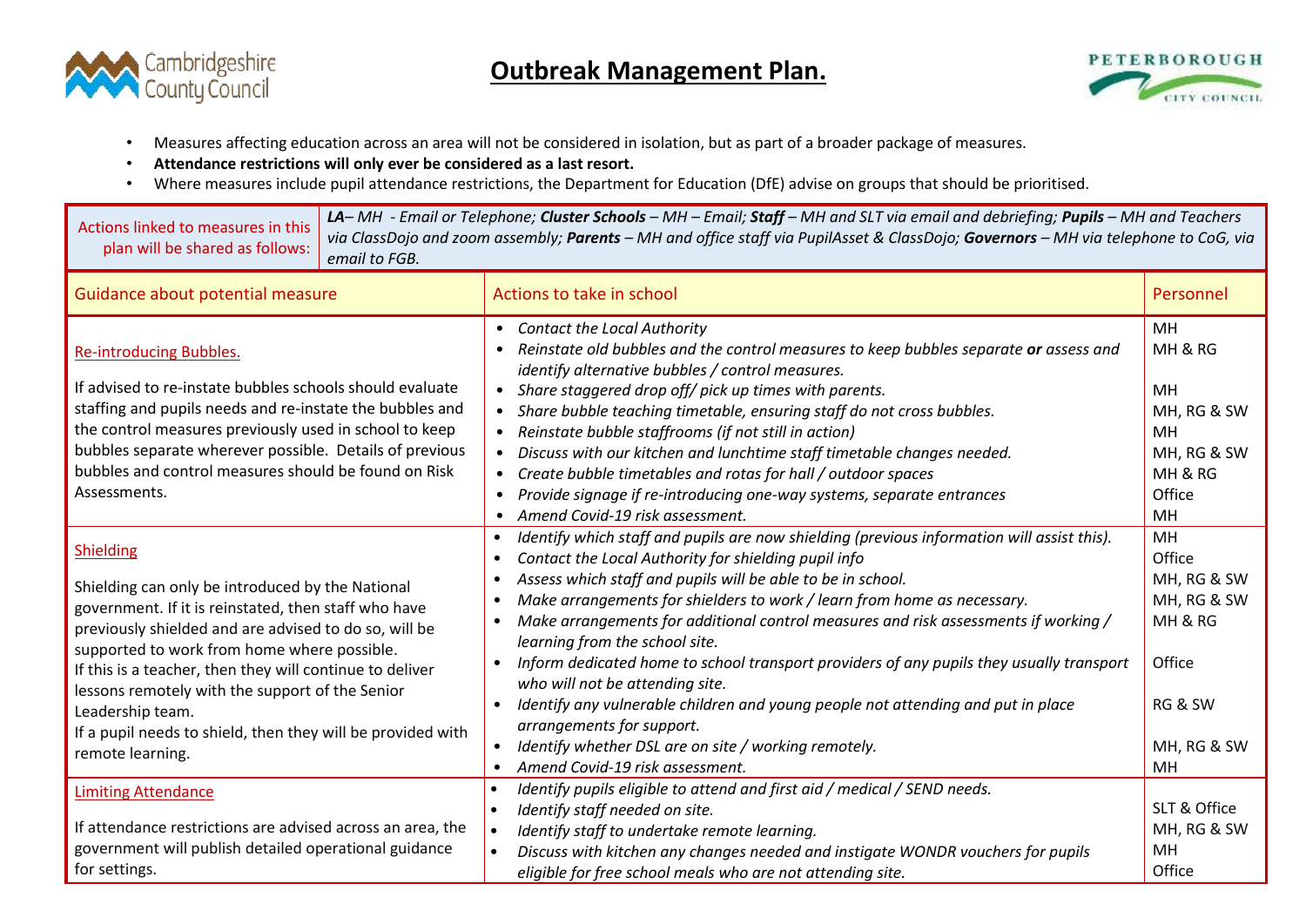# Outbreak Management Plan.

- Measures affecting education across an area will not be considered in isolation, but as part of a broader package of measures.
- **Attendance restrictions will only ever be considered as a last resort.**
- Where measures include pupil attendance restrictions, the Department for Education (DfE) advise on groups that should be prioritised.

| Actions linked to measures in this plan will be shared as follows: | *__LA__– MH - Email or Telephone; __Cluster Schools__ – MH – Email; __Staff__ – MH and SLT via email and debriefing; __Pupils__ – MH and Teachers via ClassDojo and zoom assembly; __Parents__ – MH and office staff via PupilAsset & ClassDojo; __Governors__ – MH via telephone to CoG, via email to FGB.* | |
|---|---|---|
| **Guidance about potential measure** | **Actions to take in school** | **Personnel** |
| Re-introducing Bubbles.<br><br>If advised to re-instate bubbles schools should evaluate staffing and pupils needs and re-instate the bubbles and the control measures previously used in school to keep bubbles separate wherever possible. Details of previous bubbles and control measures should be found on Risk Assessments. | • *Contact the Local Authority*<br>• *Reinstate old bubbles and the control measures to keep bubbles separate __or__ assess and identify alternative bubbles / control measures.*<br>• *Share staggered drop off/ pick up times with parents.*<br>• *Share bubble teaching timetable, ensuring staff do not cross bubbles.*<br>• *Reinstate bubble staffrooms (if not still in action)*<br>• *Discuss with our kitchen and lunchtime staff timetable changes needed.*<br>• *Create bubble timetables and rotas for hall / outdoor spaces*<br>• *Provide signage if re-introducing one-way systems, separate entrances*<br>• *Amend Covid-19 risk assessment.* | MH<br>MH & RG<br><br>MH<br>MH, RG & SW<br>MH<br>MH, RG & SW<br>MH & RG<br>Office<br>MH |
| Shielding<br><br>Shielding can only be introduced by the National government. If it is reinstated, then staff who have previously shielded and are advised to do so, will be supported to work from home where possible.<br>If this is a teacher, then they will continue to deliver lessons remotely with the support of the Senior Leadership team.<br>If a pupil needs to shield, then they will be provided with remote learning. | • *Identify which staff and pupils are now shielding (previous information will assist this).*<br>• *Contact the Local Authority for shielding pupil info*<br>• *Assess which staff and pupils will be able to be in school.*<br>• *Make arrangements for shielders to work / learn from home as necessary.*<br>• *Make arrangements for additional control measures and risk assessments if working / learning from the school site.*<br>• *Inform dedicated home to school transport providers of any pupils they usually transport who will not be attending site.*<br>• *Identify any vulnerable children and young people not attending and put in place arrangements for support.*<br>• *Identify whether DSL are on site / working remotely.*<br>• *Amend Covid-19 risk assessment.* | MH<br>Office<br>MH, RG & SW<br>MH, RG & SW<br>MH & RG<br><br>Office<br><br>RG & SW<br><br>MH, RG & SW<br>MH |
| Limiting Attendance<br><br>If attendance restrictions are advised across an area, the government will publish detailed operational guidance for settings. | • *Identify pupils eligible to attend and first aid / medical / SEND needs.*<br>• *Identify staff needed on site.*<br>• *Identify staff to undertake remote learning.*<br>• *Discuss with kitchen any changes needed and instigate WONDR vouchers for pupils eligible for free school meals who are not attending site.* | <br>SLT & Office<br>MH, RG & SW<br>MH<br>Office |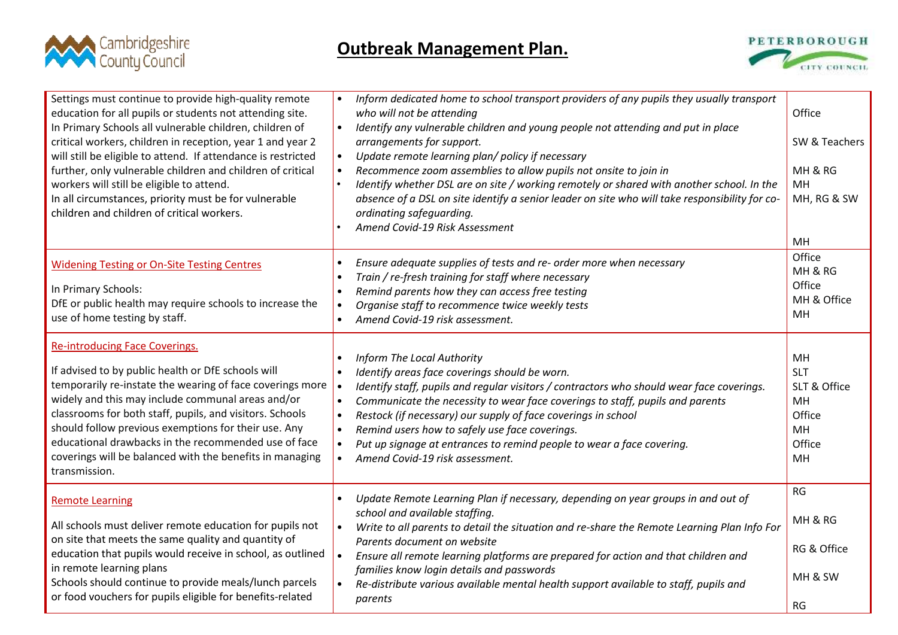# Outbreak Management Plan.

| | | |
|---|---|---|
| Settings must continue to provide high-quality remote education for all pupils or students not attending site.<br>In Primary Schools all vulnerable children, children of critical workers, children in reception, year 1 and year 2 will still be eligible to attend. If attendance is restricted further, only vulnerable children and children of critical workers will still be eligible to attend.<br>In all circumstances, priority must be for vulnerable children and children of critical workers. | • *Inform dedicated home to school transport providers of any pupils they usually transport who will not be attending*<br>• *Identify any vulnerable children and young people not attending and put in place arrangements for support.*<br>• *Update remote learning plan/ policy if necessary*<br>• *Recommence zoom assemblies to allow pupils not onsite to join in*<br>• *Identify whether DSL are on site / working remotely or shared with another school. In the absence of a DSL on site identify a senior leader on site who will take responsibility for co-ordinating safeguarding.*<br>• *Amend Covid-19 Risk Assessment* | Office<br>SW & Teachers<br>MH & RG<br>MH<br>MH, RG & SW<br>MH |
| Widening Testing or On-Site Testing Centres<br><br>In Primary Schools:<br>DfE or public health may require schools to increase the use of home testing by staff. | • *Ensure adequate supplies of tests and re- order more when necessary*<br>• *Train / re-fresh training for staff where necessary*<br>• *Remind parents how they can access free testing*<br>• *Organise staff to recommence twice weekly tests*<br>• *Amend Covid-19 risk assessment.* | Office<br>MH & RG<br>Office<br>MH & Office<br>MH |
| Re-introducing Face Coverings.<br><br>If advised to by public health or DfE schools will temporarily re-instate the wearing of face coverings more widely and this may include communal areas and/or classrooms for both staff, pupils, and visitors. Schools should follow previous exemptions for their use. Any educational drawbacks in the recommended use of face coverings will be balanced with the benefits in managing transmission. | • *Inform The Local Authority*<br>• *Identify areas face coverings should be worn.*<br>• *Identify staff, pupils and regular visitors / contractors who should wear face coverings.*<br>• *Communicate the necessity to wear face coverings to staff, pupils and parents*<br>• *Restock (if necessary) our supply of face coverings in school*<br>• *Remind users how to safely use face coverings.*<br>• *Put up signage at entrances to remind people to wear a face covering.*<br>• *Amend Covid-19 risk assessment.* | MH<br>SLT<br>SLT & Office<br>MH<br>Office<br>MH<br>Office<br>MH |
| Remote Learning<br><br>All schools must deliver remote education for pupils not on site that meets the same quality and quantity of education that pupils would receive in school, as outlined in remote learning plans<br>Schools should continue to provide meals/lunch parcels or food vouchers for pupils eligible for benefits-related | • *Update Remote Learning Plan if necessary, depending on year groups in and out of school and available staffing.*<br>• *Write to all parents to detail the situation and re-share the Remote Learning Plan Info For Parents document on website*<br>• *Ensure all remote learning platforms are prepared for action and that children and families know login details and passwords*<br>• *Re-distribute various available mental health support available to staff, pupils and parents* | RG<br>MH & RG<br>RG & Office<br>MH & SW<br>RG |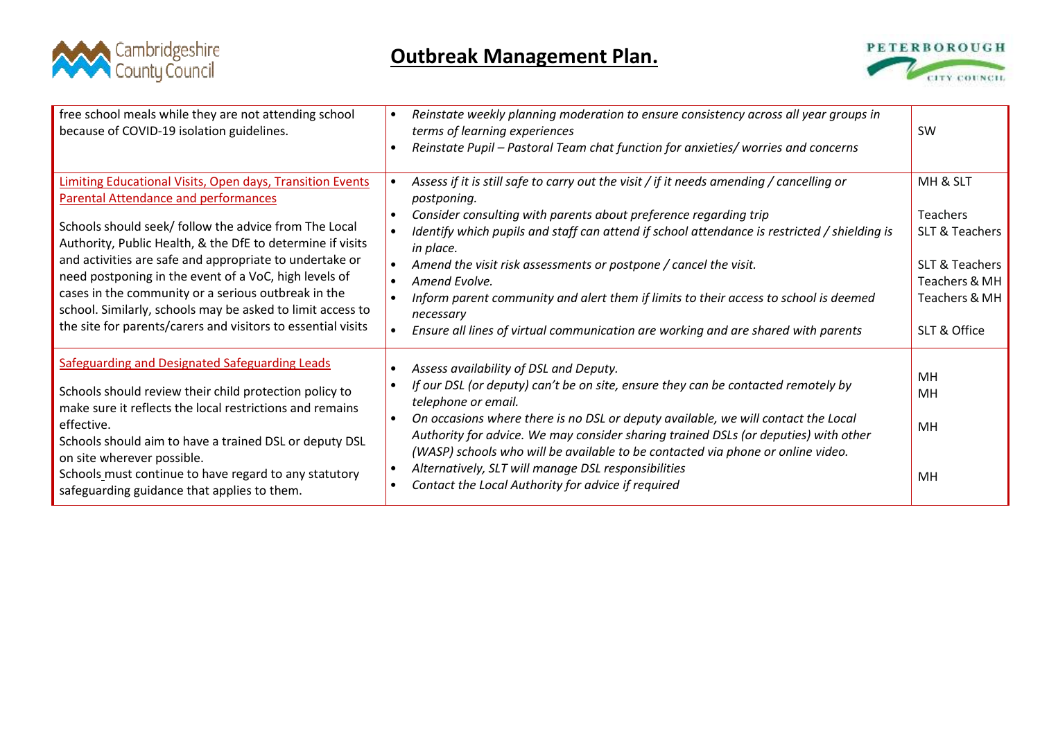# Outbreak Management Plan.

| | | |
|---|---|---|
| free school meals while they are not attending school because of COVID-19 isolation guidelines. | • *Reinstate weekly planning moderation to ensure consistency across all year groups in terms of learning experiences*<br>• *Reinstate Pupil – Pastoral Team chat function for anxieties/ worries and concerns* | SW |
| Limiting Educational Visits, Open days, Transition Events Parental Attendance and performances<br><br>Schools should seek/ follow the advice from The Local Authority, Public Health, & the DfE to determine if visits and activities are safe and appropriate to undertake or need postponing in the event of a VoC, high levels of cases in the community or a serious outbreak in the school. Similarly, schools may be asked to limit access to the site for parents/carers and visitors to essential visits | • *Assess if it is still safe to carry out the visit / if it needs amending / cancelling or postponing.*<br>• *Consider consulting with parents about preference regarding trip*<br>• *Identify which pupils and staff can attend if school attendance is restricted / shielding is in place.*<br>• *Amend the visit risk assessments or postpone / cancel the visit.*<br>• *Amend Evolve.*<br>• *Inform parent community and alert them if limits to their access to school is deemed necessary*<br>• *Ensure all lines of virtual communication are working and are shared with parents* | MH & SLT<br><br>Teachers<br>SLT & Teachers<br><br>SLT & Teachers<br>Teachers & MH<br>Teachers & MH<br><br>SLT & Office |
| Safeguarding and Designated Safeguarding Leads<br><br>Schools should review their child protection policy to make sure it reflects the local restrictions and remains effective.<br>Schools should aim to have a trained DSL or deputy DSL on site wherever possible.<br>Schools must continue to have regard to any statutory safeguarding guidance that applies to them. | • *Assess availability of DSL and Deputy.*<br>• *If our DSL (or deputy) can't be on site, ensure they can be contacted remotely by telephone or email.*<br>• *On occasions where there is no DSL or deputy available, we will contact the Local Authority for advice. We may consider sharing trained DSLs (or deputies) with other (WASP) schools who will be available to be contacted via phone or online video.*<br>• *Alternatively, SLT will manage DSL responsibilities*<br>• *Contact the Local Authority for advice if required* | MH<br>MH<br><br>MH<br><br><br>MH |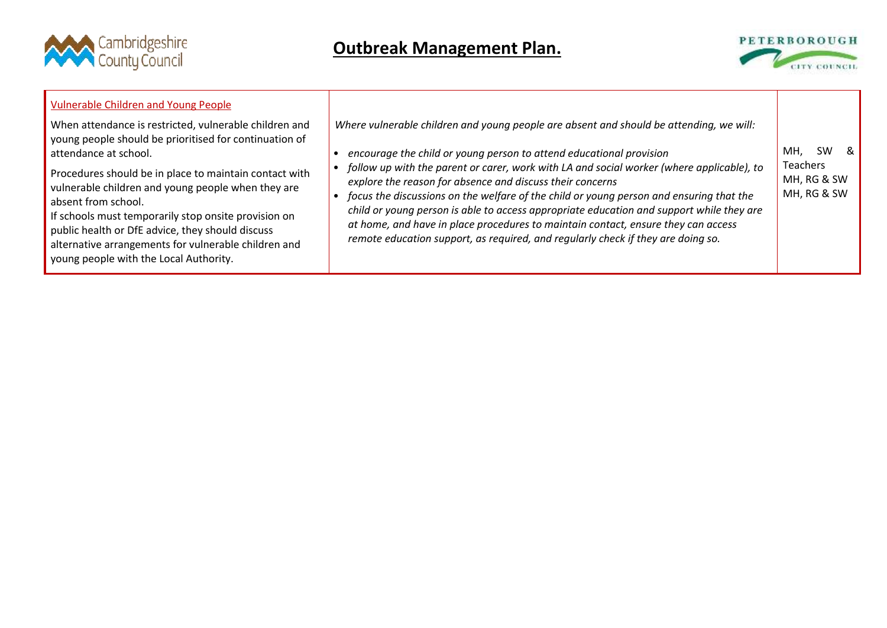# Outbreak Management Plan.

| | | |
|---|---|---|
| Vulnerable Children and Young People<br><br>When attendance is restricted, vulnerable children and young people should be prioritised for continuation of attendance at school.<br><br>Procedures should be in place to maintain contact with vulnerable children and young people when they are absent from school.<br>If schools must temporarily stop onsite provision on public health or DfE advice, they should discuss alternative arrangements for vulnerable children and young people with the Local Authority. | *Where vulnerable children and young people are absent and should be attending, we will:*<br><br>• *encourage the child or young person to attend educational provision*<br>• *follow up with the parent or carer, work with LA and social worker (where applicable), to explore the reason for absence and discuss their concerns*<br>• *focus the discussions on the welfare of the child or young person and ensuring that the child or young person is able to access appropriate education and support while they are at home, and have in place procedures to maintain contact, ensure they can access remote education support, as required, and regularly check if they are doing so.* | MH, SW & Teachers<br>MH, RG & SW<br>MH, RG & SW |